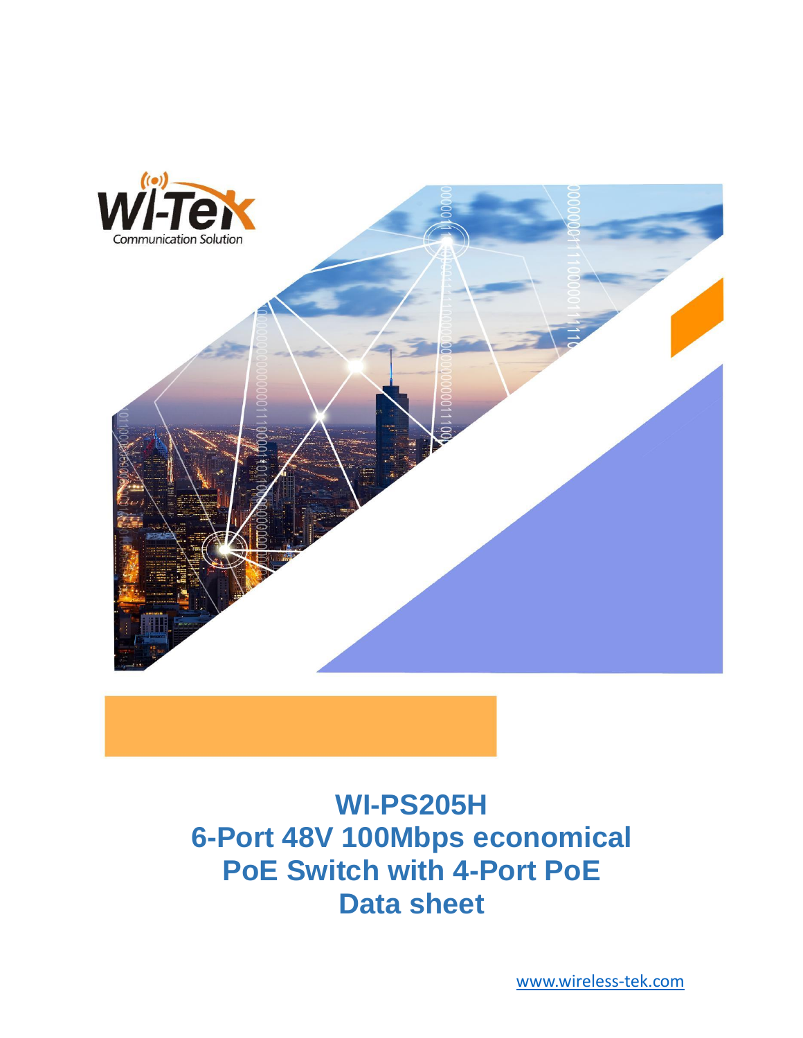Wi-Tek

Communication Solution

# WI-PS205H
# 6-Port 48V 100Mbps economical PoE Switch with 4-Port PoE
# Data sheet

www.wireless-tek.com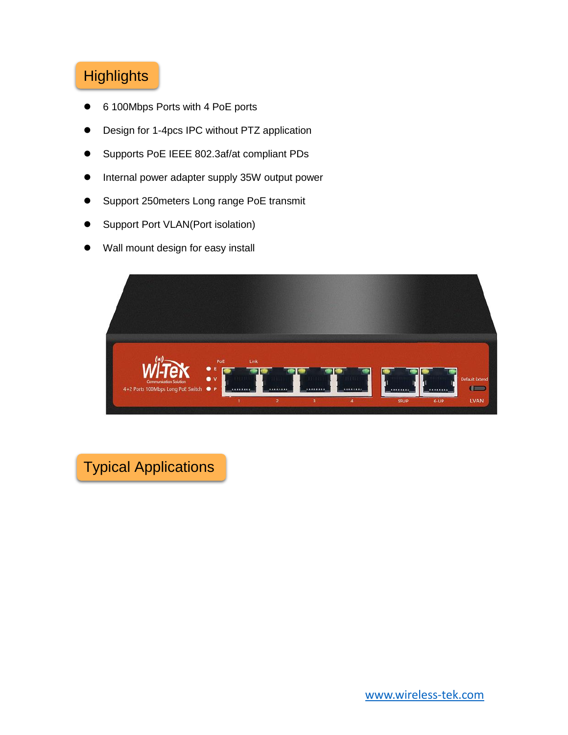## Highlights

- 6 100Mbps Ports with 4 PoE ports
- Design for 1-4pcs IPC without PTZ application
- Supports PoE IEEE 802.3af/at compliant PDs
- Internal power adapter supply 35W output power
- Support 250meters Long range PoE transmit
- Support Port VLAN(Port isolation)
- Wall mount design for easy install

## Typical Applications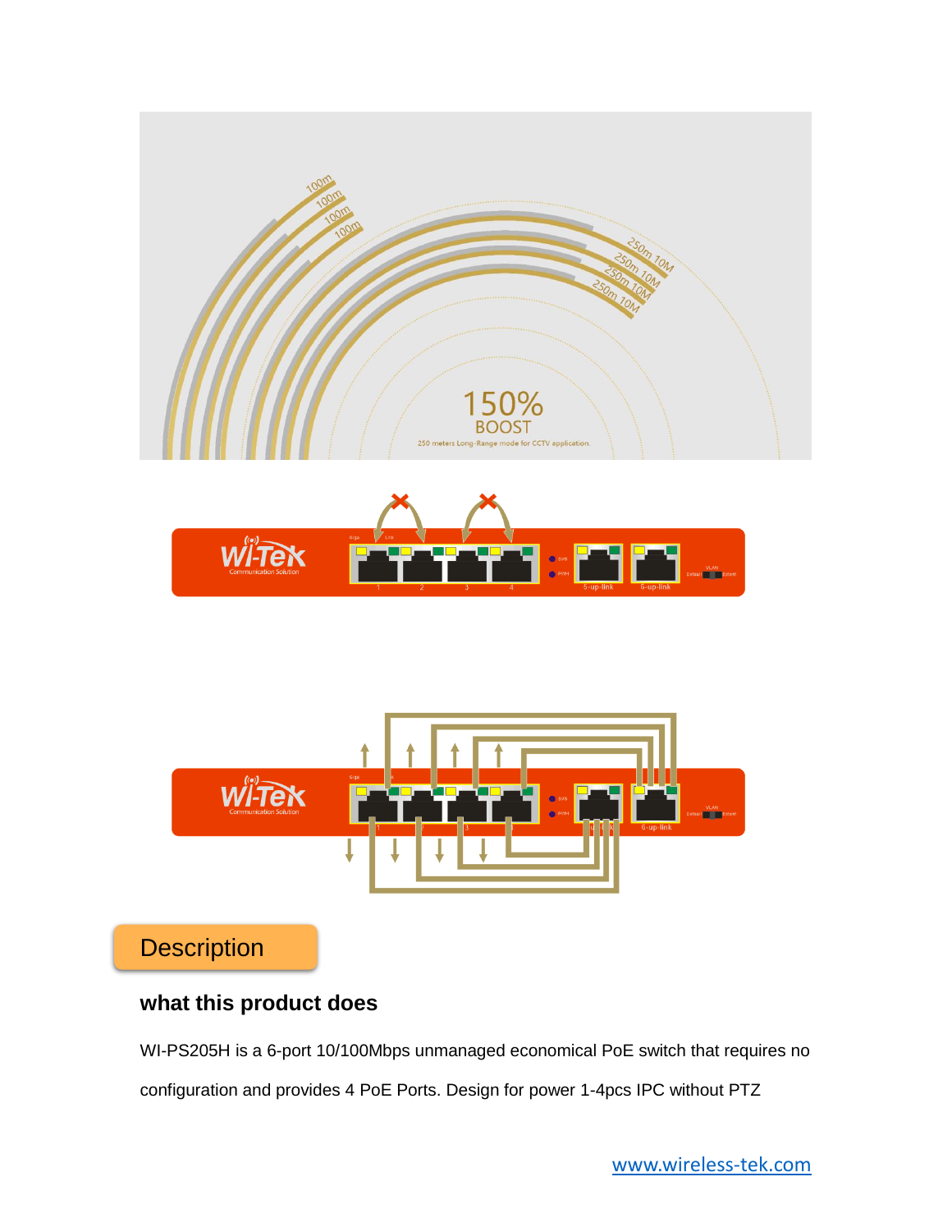## Description

### what this product does

WI-PS205H is a 6-port 10/100Mbps unmanaged economical PoE switch that requires no configuration and provides 4 PoE Ports. Design for power 1-4pcs IPC without PTZ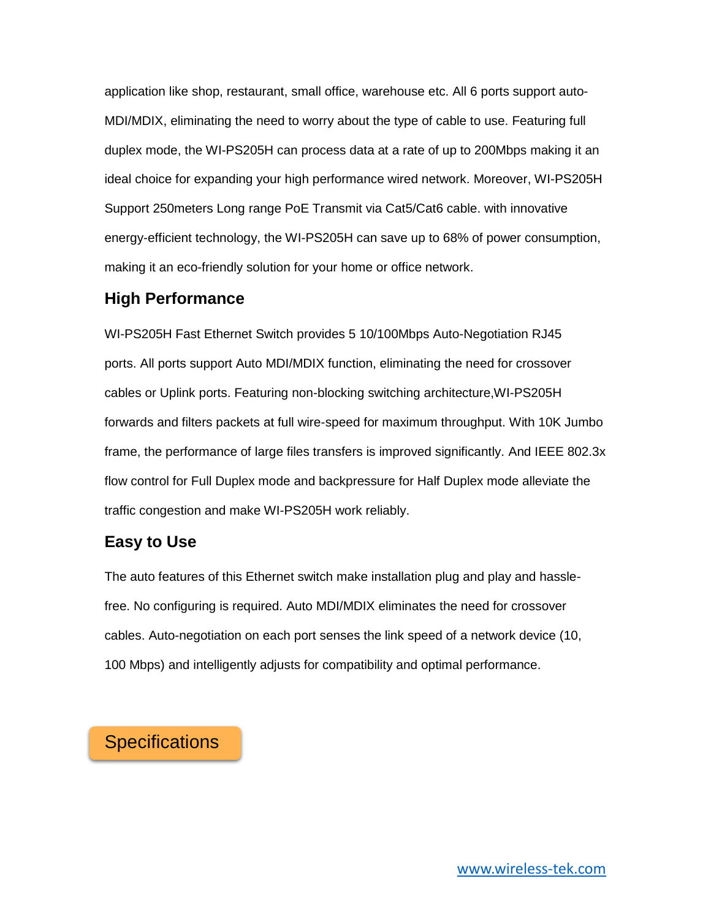application like shop, restaurant, small office, warehouse etc. All 6 ports support auto-MDI/MDIX, eliminating the need to worry about the type of cable to use. Featuring full duplex mode, the WI-PS205H can process data at a rate of up to 200Mbps making it an ideal choice for expanding your high performance wired network. Moreover, WI-PS205H Support 250meters Long range PoE Transmit via Cat5/Cat6 cable. with innovative energy-efficient technology, the WI-PS205H can save up to 68% of power consumption, making it an eco-friendly solution for your home or office network.

## High Performance

WI-PS205H Fast Ethernet Switch provides 5 10/100Mbps Auto-Negotiation RJ45 ports. All ports support Auto MDI/MDIX function, eliminating the need for crossover cables or Uplink ports. Featuring non-blocking switching architecture,WI-PS205H forwards and filters packets at full wire-speed for maximum throughput. With 10K Jumbo frame, the performance of large files transfers is improved significantly. And IEEE 802.3x flow control for Full Duplex mode and backpressure for Half Duplex mode alleviate the traffic congestion and make WI-PS205H work reliably.

## Easy to Use

The auto features of this Ethernet switch make installation plug and play and hassle-free. No configuring is required. Auto MDI/MDIX eliminates the need for crossover cables. Auto-negotiation on each port senses the link speed of a network device (10, 100 Mbps) and intelligently adjusts for compatibility and optimal performance.

## Specifications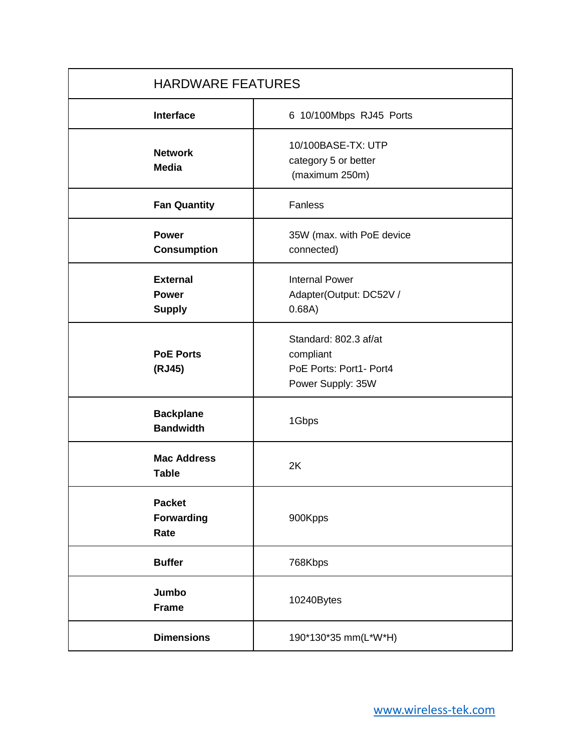| HARDWARE FEATURES | |
|---|---|
| **Interface** | 6 10/100Mbps RJ45 Ports |
| **Network Media** | 10/100BASE-TX: UTP category 5 or better (maximum 250m) |
| **Fan Quantity** | Fanless |
| **Power Consumption** | 35W (max. with PoE device connected) |
| **External Power Supply** | Internal Power Adapter(Output: DC52V / 0.68A) |
| **PoE Ports (RJ45)** | Standard: 802.3 af/at compliant<br>PoE Ports: Port1- Port4<br>Power Supply: 35W |
| **Backplane Bandwidth** | 1Gbps |
| **Mac Address Table** | 2K |
| **Packet Forwarding Rate** | 900Kpps |
| **Buffer** | 768Kbps |
| **Jumbo Frame** | 10240Bytes |
| **Dimensions** | 190*130*35 mm(L*W*H) |

www.wireless-tek.com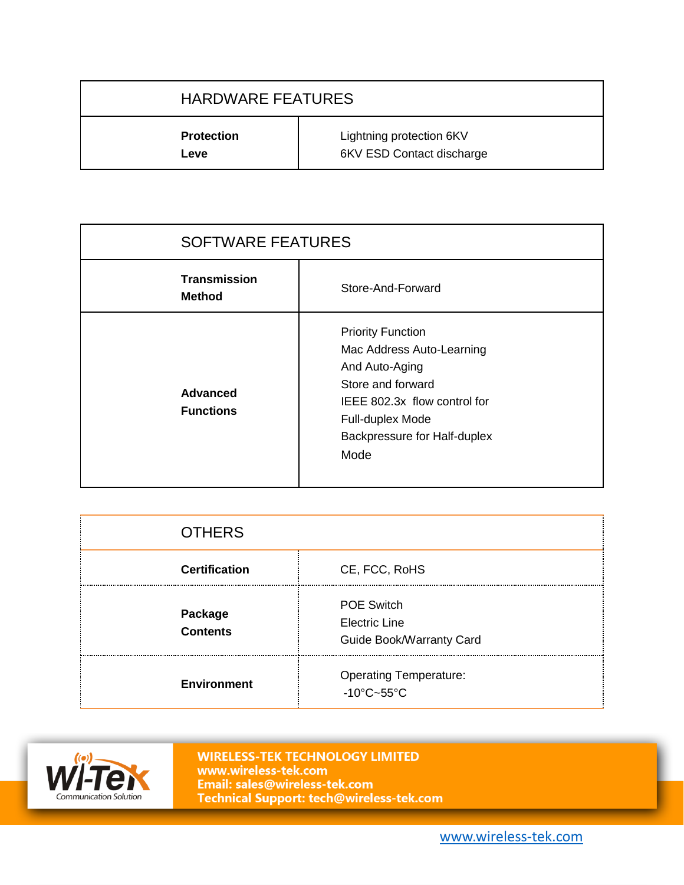| HARDWARE FEATURES | |
|---|---|
| **Protection Leve** | Lightning protection 6KV<br>6KV ESD Contact discharge |

| SOFTWARE FEATURES | |
|---|---|
| **Transmission Method** | Store-And-Forward |
| **Advanced Functions** | Priority Function<br>Mac Address Auto-Learning And Auto-Aging<br>Store and forward<br>IEEE 802.3x flow control for Full-duplex Mode<br>Backpressure for Half-duplex Mode |

| OTHERS | |
|---|---|
| **Certification** | CE, FCC, RoHS |
| **Package Contents** | POE Switch<br>Electric Line<br>Guide Book/Warranty Card |
| **Environment** | Operating Temperature:<br>-10°C~55°C |

**WIRELESS-TEK TECHNOLOGY LIMITED**
**www.wireless-tek.com**
**Email: sales@wireless-tek.com**
**Technical Support: tech@wireless-tek.com**

www.wireless-tek.com